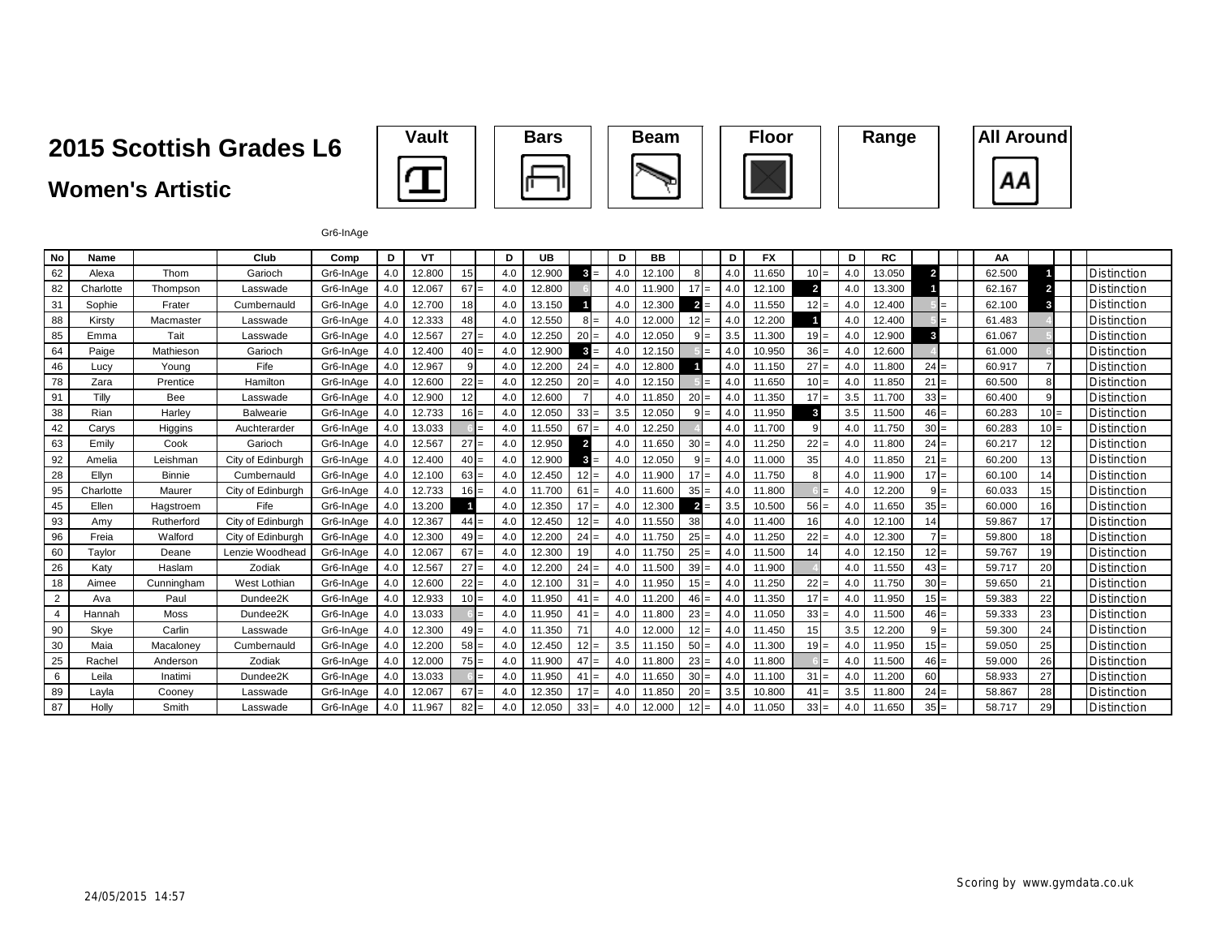# 2015 Scottish Grades L6

## Women's Artistic

Vault | Bars | Beam | Floor | Range | All Around

Gr6-InAge

| No | Name | | Club | Comp | D | VT | | | D | UB | | | D | BB | | | D | FX | | | D | RC | | | | AA | | | | |
|---|---|---|---|---|---|---|---|---|---|---|---|---|---|---|---|---|---|---|---|---|---|---|---|---|---|---|---|---|---|---|
| 62 | Alexa | Thom | Garioch | Gr6-InAge | 4.0 | 12.800 | 15 | | 4.0 | 12.900 | 3 | = | 4.0 | 12.100 | 8 | | 4.0 | 11.650 | 10 | = | 4.0 | 13.050 | 2 | | | 62.500 | 1 | | | Distinction |
| 82 | Charlotte | Thompson | Lasswade | Gr6-InAge | 4.0 | 12.067 | 67 | = | 4.0 | 12.800 | 6 | | 4.0 | 11.900 | 17 | = | 4.0 | 12.100 | 2 | | 4.0 | 13.300 | 1 | | | 62.167 | 2 | | | Distinction |
| 31 | Sophie | Frater | Cumbernauld | Gr6-InAge | 4.0 | 12.700 | 18 | | 4.0 | 13.150 | 1 | | 4.0 | 12.300 | 2 | = | 4.0 | 11.550 | 12 | = | 4.0 | 12.400 | 5 | = | | 62.100 | 3 | | | Distinction |
| 88 | Kirsty | Macmaster | Lasswade | Gr6-InAge | 4.0 | 12.333 | 48 | | 4.0 | 12.550 | 8 | = | 4.0 | 12.000 | 12 | = | 4.0 | 12.200 | 1 | | 4.0 | 12.400 | 5 | = | | 61.483 | 4 | | | Distinction |
| 85 | Emma | Tait | Lasswade | Gr6-InAge | 4.0 | 12.567 | 27 | = | 4.0 | 12.250 | 20 | = | 4.0 | 12.050 | 9 | = | 3.5 | 11.300 | 19 | = | 4.0 | 12.900 | 3 | | | 61.067 | 5 | | | Distinction |
| 64 | Paige | Mathieson | Garioch | Gr6-InAge | 4.0 | 12.400 | 40 | = | 4.0 | 12.900 | 3 | = | 4.0 | 12.150 | 5 | = | 4.0 | 10.950 | 36 | = | 4.0 | 12.600 | 4 | | | 61.000 | 6 | | | Distinction |
| 46 | Lucy | Young | Fife | Gr6-InAge | 4.0 | 12.967 | 9 | | 4.0 | 12.200 | 24 | = | 4.0 | 12.800 | 1 | | 4.0 | 11.150 | 27 | = | 4.0 | 11.800 | 24 | = | | 60.917 | 7 | | | Distinction |
| 78 | Zara | Prentice | Hamilton | Gr6-InAge | 4.0 | 12.600 | 22 | = | 4.0 | 12.250 | 20 | = | 4.0 | 12.150 | 5 | = | 4.0 | 11.650 | 10 | = | 4.0 | 11.850 | 21 | = | | 60.500 | 8 | | | Distinction |
| 91 | Tilly | Bee | Lasswade | Gr6-InAge | 4.0 | 12.900 | 12 | | 4.0 | 12.600 | 7 | | 4.0 | 11.850 | 20 | = | 4.0 | 11.350 | 17 | = | 3.5 | 11.700 | 33 | = | | 60.400 | 9 | | | Distinction |
| 38 | Rian | Harley | Balwearie | Gr6-InAge | 4.0 | 12.733 | 16 | = | 4.0 | 12.050 | 33 | = | 3.5 | 12.050 | 9 | = | 4.0 | 11.950 | 3 | | 3.5 | 11.500 | 46 | = | | 60.283 | 10 | = | | Distinction |
| 42 | Carys | Higgins | Auchterarder | Gr6-InAge | 4.0 | 13.033 | 6 | = | 4.0 | 11.550 | 67 | = | 4.0 | 12.250 | 4 | | 4.0 | 11.700 | 9 | | 4.0 | 11.750 | 30 | = | | 60.283 | 10 | = | | Distinction |
| 63 | Emily | Cook | Garioch | Gr6-InAge | 4.0 | 12.567 | 27 | = | 4.0 | 12.950 | 2 | | 4.0 | 11.650 | 30 | = | 4.0 | 11.250 | 22 | = | 4.0 | 11.800 | 24 | = | | 60.217 | 12 | | | Distinction |
| 92 | Amelia | Leishman | City of Edinburgh | Gr6-InAge | 4.0 | 12.400 | 40 | = | 4.0 | 12.900 | 3 | = | 4.0 | 12.050 | 9 | = | 4.0 | 11.000 | 35 | | 4.0 | 11.850 | 21 | = | | 60.200 | 13 | | | Distinction |
| 28 | Ellyn | Binnie | Cumbernauld | Gr6-InAge | 4.0 | 12.100 | 63 | = | 4.0 | 12.450 | 12 | = | 4.0 | 11.900 | 17 | = | 4.0 | 11.750 | 8 | | 4.0 | 11.900 | 17 | = | | 60.100 | 14 | | | Distinction |
| 95 | Charlotte | Maurer | City of Edinburgh | Gr6-InAge | 4.0 | 12.733 | 16 | = | 4.0 | 11.700 | 61 | = | 4.0 | 11.600 | 35 | = | 4.0 | 11.800 | 6 | = | 4.0 | 12.200 | 9 | = | | 60.033 | 15 | | | Distinction |
| 45 | Ellen | Hagstroem | Fife | Gr6-InAge | 4.0 | 13.200 | 1 | | 4.0 | 12.350 | 17 | = | 4.0 | 12.300 | 2 | = | 3.5 | 10.500 | 56 | = | 4.0 | 11.650 | 35 | = | | 60.000 | 16 | | | Distinction |
| 93 | Amy | Rutherford | City of Edinburgh | Gr6-InAge | 4.0 | 12.367 | 44 | = | 4.0 | 12.450 | 12 | = | 4.0 | 11.550 | 38 | | 4.0 | 11.400 | 16 | | 4.0 | 12.100 | 14 | | | 59.867 | 17 | | | Distinction |
| 96 | Freia | Walford | City of Edinburgh | Gr6-InAge | 4.0 | 12.300 | 49 | = | 4.0 | 12.200 | 24 | = | 4.0 | 11.750 | 25 | = | 4.0 | 11.250 | 22 | = | 4.0 | 12.300 | 7 | = | | 59.800 | 18 | | | Distinction |
| 60 | Taylor | Deane | Lenzie Woodhead | Gr6-InAge | 4.0 | 12.067 | 67 | = | 4.0 | 12.300 | 19 | | 4.0 | 11.750 | 25 | = | 4.0 | 11.500 | 14 | | 4.0 | 12.150 | 12 | = | | 59.767 | 19 | | | Distinction |
| 26 | Katy | Haslam | Zodiak | Gr6-InAge | 4.0 | 12.567 | 27 | = | 4.0 | 12.200 | 24 | = | 4.0 | 11.500 | 39 | = | 4.0 | 11.900 | 4 | | 4.0 | 11.550 | 43 | = | | 59.717 | 20 | | | Distinction |
| 18 | Aimee | Cunningham | West Lothian | Gr6-InAge | 4.0 | 12.600 | 22 | = | 4.0 | 12.100 | 31 | = | 4.0 | 11.950 | 15 | = | 4.0 | 11.250 | 22 | = | 4.0 | 11.750 | 30 | = | | 59.650 | 21 | | | Distinction |
| 2 | Ava | Paul | Dundee2K | Gr6-InAge | 4.0 | 12.933 | 10 | = | 4.0 | 11.950 | 41 | = | 4.0 | 11.200 | 46 | = | 4.0 | 11.350 | 17 | = | 4.0 | 11.950 | 15 | = | | 59.383 | 22 | | | Distinction |
| 4 | Hannah | Moss | Dundee2K | Gr6-InAge | 4.0 | 13.033 | 6 | = | 4.0 | 11.950 | 41 | = | 4.0 | 11.800 | 23 | = | 4.0 | 11.050 | 33 | = | 4.0 | 11.500 | 46 | = | | 59.333 | 23 | | | Distinction |
| 90 | Skye | Carlin | Lasswade | Gr6-InAge | 4.0 | 12.300 | 49 | = | 4.0 | 11.350 | 71 | | 4.0 | 12.000 | 12 | = | 4.0 | 11.450 | 15 | | 3.5 | 12.200 | 9 | = | | 59.300 | 24 | | | Distinction |
| 30 | Maia | Macaloney | Cumbernauld | Gr6-InAge | 4.0 | 12.200 | 58 | = | 4.0 | 12.450 | 12 | = | 3.5 | 11.150 | 50 | = | 4.0 | 11.300 | 19 | = | 4.0 | 11.950 | 15 | = | | 59.050 | 25 | | | Distinction |
| 25 | Rachel | Anderson | Zodiak | Gr6-InAge | 4.0 | 12.000 | 75 | = | 4.0 | 11.900 | 47 | = | 4.0 | 11.800 | 23 | = | 4.0 | 11.800 | 6 | = | 4.0 | 11.500 | 46 | = | | 59.000 | 26 | | | Distinction |
| 6 | Leila | Inatimi | Dundee2K | Gr6-InAge | 4.0 | 13.033 | 6 | = | 4.0 | 11.950 | 41 | = | 4.0 | 11.650 | 30 | = | 4.0 | 11.100 | 31 | = | 4.0 | 11.200 | 60 | | | 58.933 | 27 | | | Distinction |
| 89 | Layla | Cooney | Lasswade | Gr6-InAge | 4.0 | 12.067 | 67 | = | 4.0 | 12.350 | 17 | = | 4.0 | 11.850 | 20 | = | 3.5 | 10.800 | 41 | = | 3.5 | 11.800 | 24 | = | | 58.867 | 28 | | | Distinction |
| 87 | Holly | Smith | Lasswade | Gr6-InAge | 4.0 | 11.967 | 82 | = | 4.0 | 12.050 | 33 | = | 4.0 | 12.000 | 12 | = | 4.0 | 11.050 | 33 | = | 4.0 | 11.650 | 35 | = | | 58.717 | 29 | | | Distinction |

24/05/2015 14:57

Scoring by www.gymdata.co.uk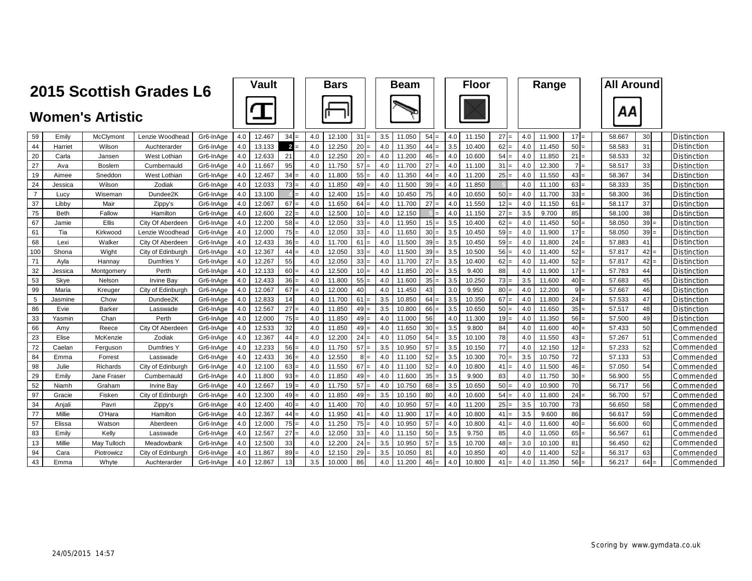# 2015 Scottish Grades L6

## Women's Artistic

| No | First Name | Surname | Club | Category | Vault D | Vault Score | Vault Rank | | Bars D | Bars Score | Bars Rank | | Beam D | Beam Score | Beam Rank | | Floor D | Floor Score | Floor Rank | | Range D | Range Score | Range Rank | | All Around Score | All Around Rank | | Award |
|---|---|---|---|---|---|---|---|---|---|---|---|---|---|---|---|---|---|---|---|---|---|---|---|---|---|---|---|---|
| 59 | Emily | McClymont | Lenzie Woodhead | Gr6-InAge | 4.0 | 12.467 | 34 | = | 4.0 | 12.100 | 31 | = | 3.5 | 11.050 | 54 | = | 4.0 | 11.150 | 27 | = | 4.0 | 11.900 | 17 | = | 58.667 | 30 | | Distinction |
| 44 | Harriet | Wilson | Auchterarder | Gr6-InAge | 4.0 | 13.133 | 2 | = | 4.0 | 12.250 | 20 | = | 4.0 | 11.350 | 44 | = | 3.5 | 10.400 | 62 | = | 4.0 | 11.450 | 50 | = | 58.583 | 31 | | Distinction |
| 20 | Carla | Jansen | West Lothian | Gr6-InAge | 4.0 | 12.633 | 21 | | 4.0 | 12.250 | 20 | = | 4.0 | 11.200 | 46 | = | 4.0 | 10.600 | 54 | = | 4.0 | 11.850 | 21 | = | 58.533 | 32 | | Distinction |
| 27 | Ava | Boslem | Cumbernauld | Gr6-InAge | 4.0 | 11.667 | 95 | | 4.0 | 11.750 | 57 | = | 4.0 | 11.700 | 27 | = | 4.0 | 11.100 | 31 | = | 4.0 | 12.300 | 7 | = | 58.517 | 33 | | Distinction |
| 19 | Aimee | Sneddon | West Lothian | Gr6-InAge | 4.0 | 12.467 | 34 | = | 4.0 | 11.800 | 55 | = | 4.0 | 11.350 | 44 | = | 4.0 | 11.200 | 25 | = | 4.0 | 11.550 | 43 | = | 58.367 | 34 | | Distinction |
| 24 | Jessica | Wilson | Zodiak | Gr6-InAge | 4.0 | 12.033 | 73 | = | 4.0 | 11.850 | 49 | = | 4.0 | 11.500 | 39 | = | 4.0 | 11.850 | 5 | | 4.0 | 11.100 | 63 | = | 58.333 | 35 | | Distinction |
| 7 | Lucy | Wiseman | Dundee2K | Gr6-InAge | 4.0 | 13.100 | 4 | = | 4.0 | 12.400 | 15 | = | 4.0 | 10.450 | 75 | | 4.0 | 10.650 | 50 | = | 4.0 | 11.700 | 33 | = | 58.300 | 36 | | Distinction |
| 37 | Libby | Mair | Zippy's | Gr6-InAge | 4.0 | 12.067 | 67 | = | 4.0 | 11.650 | 64 | = | 4.0 | 11.700 | 27 | = | 4.0 | 11.550 | 12 | = | 4.0 | 11.150 | 61 | = | 58.117 | 37 | | Distinction |
| 75 | Beth | Fallow | Hamilton | Gr6-InAge | 4.0 | 12.600 | 22 | = | 4.0 | 12.500 | 10 | = | 4.0 | 12.150 | 5 | = | 4.0 | 11.150 | 27 | = | 3.5 | 9.700 | 85 | | 58.100 | 38 | | Distinction |
| 67 | Jamie | Ellis | City Of Aberdeen | Gr6-InAge | 4.0 | 12.200 | 58 | = | 4.0 | 12.050 | 33 | = | 4.0 | 11.950 | 15 | = | 3.5 | 10.400 | 62 | = | 4.0 | 11.450 | 50 | = | 58.050 | 39 | = | Distinction |
| 61 | Tia | Kirkwood | Lenzie Woodhead | Gr6-InAge | 4.0 | 12.000 | 75 | = | 4.0 | 12.050 | 33 | = | 4.0 | 11.650 | 30 | = | 3.5 | 10.450 | 59 | = | 4.0 | 11.900 | 17 | = | 58.050 | 39 | = | Distinction |
| 68 | Lexi | Walker | City Of Aberdeen | Gr6-InAge | 4.0 | 12.433 | 36 | = | 4.0 | 11.700 | 61 | = | 4.0 | 11.500 | 39 | = | 3.5 | 10.450 | 59 | = | 4.0 | 11.800 | 24 | = | 57.883 | 41 | | Distinction |
| 100 | Shona | Wight | City of Edinburgh | Gr6-InAge | 4.0 | 12.367 | 44 | = | 4.0 | 12.050 | 33 | = | 4.0 | 11.500 | 39 | = | 3.5 | 10.500 | 56 | = | 4.0 | 11.400 | 52 | = | 57.817 | 42 | = | Distinction |
| 71 | Ayla | Hannay | Dumfries Y | Gr6-InAge | 4.0 | 12.267 | 55 | | 4.0 | 12.050 | 33 | = | 4.0 | 11.700 | 27 | = | 3.5 | 10.400 | 62 | = | 4.0 | 11.400 | 52 | = | 57.817 | 42 | = | Distinction |
| 32 | Jessica | Montgomery | Perth | Gr6-InAge | 4.0 | 12.133 | 60 | = | 4.0 | 12.500 | 10 | = | 4.0 | 11.850 | 20 | = | 3.5 | 9.400 | 88 | | 4.0 | 11.900 | 17 | = | 57.783 | 44 | | Distinction |
| 53 | Skye | Nelson | Irvine Bay | Gr6-InAge | 4.0 | 12.433 | 36 | = | 4.0 | 11.800 | 55 | = | 4.0 | 11.600 | 35 | = | 3.5 | 10.250 | 73 | = | 3.5 | 11.600 | 40 | = | 57.683 | 45 | | Distinction |
| 99 | Maria | Kreuger | City of Edinburgh | Gr6-InAge | 4.0 | 12.067 | 67 | = | 4.0 | 12.000 | 40 | | 4.0 | 11.450 | 43 | | 3.0 | 9.950 | 80 | = | 4.0 | 12.200 | 9 | = | 57.667 | 46 | | Distinction |
| 5 | Jasmine | Chow | Dundee2K | Gr6-InAge | 4.0 | 12.833 | 14 | | 4.0 | 11.700 | 61 | = | 3.5 | 10.850 | 64 | = | 3.5 | 10.350 | 67 | = | 4.0 | 11.800 | 24 | = | 57.533 | 47 | | Distinction |
| 86 | Evie | Barker | Lasswade | Gr6-InAge | 4.0 | 12.567 | 27 | = | 4.0 | 11.850 | 49 | = | 3.5 | 10.800 | 66 | = | 3.5 | 10.650 | 50 | = | 4.0 | 11.650 | 35 | = | 57.517 | 48 | | Distinction |
| 33 | Yasmin | Chan | Perth | Gr6-InAge | 4.0 | 12.000 | 75 | = | 4.0 | 11.850 | 49 | = | 4.0 | 11.000 | 56 | | 4.0 | 11.300 | 19 | = | 4.0 | 11.350 | 56 | = | 57.500 | 49 | | Distinction |
| 66 | Amy | Reece | City Of Aberdeen | Gr6-InAge | 4.0 | 12.533 | 32 | | 4.0 | 11.850 | 49 | = | 4.0 | 11.650 | 30 | = | 3.5 | 9.800 | 84 | | 4.0 | 11.600 | 40 | = | 57.433 | 50 | | Commended |
| 23 | Elise | McKenzie | Zodiak | Gr6-InAge | 4.0 | 12.367 | 44 | = | 4.0 | 12.200 | 24 | = | 4.0 | 11.050 | 54 | = | 3.5 | 10.100 | 78 | | 4.0 | 11.550 | 43 | = | 57.267 | 51 | | Commended |
| 72 | Caelan | Ferguson | Dumfries Y | Gr6-InAge | 4.0 | 12.233 | 56 | = | 4.0 | 11.750 | 57 | = | 3.5 | 10.950 | 57 | = | 3.5 | 10.150 | 77 | | 4.0 | 12.150 | 12 | = | 57.233 | 52 | | Commended |
| 84 | Emma | Forrest | Lasswade | Gr6-InAge | 4.0 | 12.433 | 36 | = | 4.0 | 12.550 | 8 | = | 4.0 | 11.100 | 52 | = | 3.5 | 10.300 | 70 | = | 3.5 | 10.750 | 72 | | 57.133 | 53 | | Commended |
| 98 | Julie | Richards | City of Edinburgh | Gr6-InAge | 4.0 | 12.100 | 63 | = | 4.0 | 11.550 | 67 | = | 4.0 | 11.100 | 52 | = | 4.0 | 10.800 | 41 | = | 4.0 | 11.500 | 46 | = | 57.050 | 54 | | Commended |
| 29 | Emily | Jane Fraser | Cumbernauld | Gr6-InAge | 4.0 | 11.800 | 93 | = | 4.0 | 11.850 | 49 | = | 4.0 | 11.600 | 35 | = | 3.5 | 9.900 | 83 | | 4.0 | 11.750 | 30 | = | 56.900 | 55 | | Commended |
| 52 | Niamh | Graham | Irvine Bay | Gr6-InAge | 4.0 | 12.667 | 19 | = | 4.0 | 11.750 | 57 | = | 4.0 | 10.750 | 68 | = | 3.5 | 10.650 | 50 | = | 4.0 | 10.900 | 70 | | 56.717 | 56 | | Commended |
| 97 | Gracie | Fisken | City of Edinburgh | Gr6-InAge | 4.0 | 12.300 | 49 | = | 4.0 | 11.850 | 49 | = | 3.5 | 10.150 | 80 | | 4.0 | 10.600 | 54 | = | 4.0 | 11.800 | 24 | = | 56.700 | 57 | | Commended |
| 34 | Anjali | Pavri | Zippy's | Gr6-InAge | 4.0 | 12.400 | 40 | = | 4.0 | 11.400 | 70 | | 4.0 | 10.950 | 57 | = | 4.0 | 11.200 | 25 | = | 3.5 | 10.700 | 73 | | 56.650 | 58 | | Commended |
| 77 | Millie | O'Hara | Hamilton | Gr6-InAge | 4.0 | 12.367 | 44 | = | 4.0 | 11.950 | 41 | = | 4.0 | 11.900 | 17 | = | 4.0 | 10.800 | 41 | = | 3.5 | 9.600 | 86 | | 56.617 | 59 | | Commended |
| 57 | Elissa | Watson | Aberdeen | Gr6-InAge | 4.0 | 12.000 | 75 | = | 4.0 | 11.250 | 75 | = | 4.0 | 10.950 | 57 | = | 4.0 | 10.800 | 41 | = | 4.0 | 11.600 | 40 | = | 56.600 | 60 | | Commended |
| 83 | Emily | Kelly | Lasswade | Gr6-InAge | 4.0 | 12.567 | 27 | = | 4.0 | 12.050 | 33 | = | 4.0 | 11.150 | 50 | = | 3.5 | 9.750 | 85 | | 4.0 | 11.050 | 65 | = | 56.567 | 61 | | Commended |
| 13 | Millie | May Tulloch | Meadowbank | Gr6-InAge | 4.0 | 12.500 | 33 | | 4.0 | 12.200 | 24 | = | 3.5 | 10.950 | 57 | = | 3.5 | 10.700 | 48 | = | 3.0 | 10.100 | 81 | | 56.450 | 62 | | Commended |
| 94 | Cara | Piotrowicz | City of Edinburgh | Gr6-InAge | 4.0 | 11.867 | 89 | = | 4.0 | 12.150 | 29 | = | 3.5 | 10.050 | 81 | | 4.0 | 10.850 | 40 | | 4.0 | 11.400 | 52 | = | 56.317 | 63 | | Commended |
| 43 | Emma | Whyte | Auchterarder | Gr6-InAge | 4.0 | 12.867 | 13 | | 3.5 | 10.000 | 86 | | 4.0 | 11.200 | 46 | = | 4.0 | 10.800 | 41 | = | 4.0 | 11.350 | 56 | = | 56.217 | 64 | = | Commended |

24/05/2015 14:57

Scoring by www.gymdata.co.uk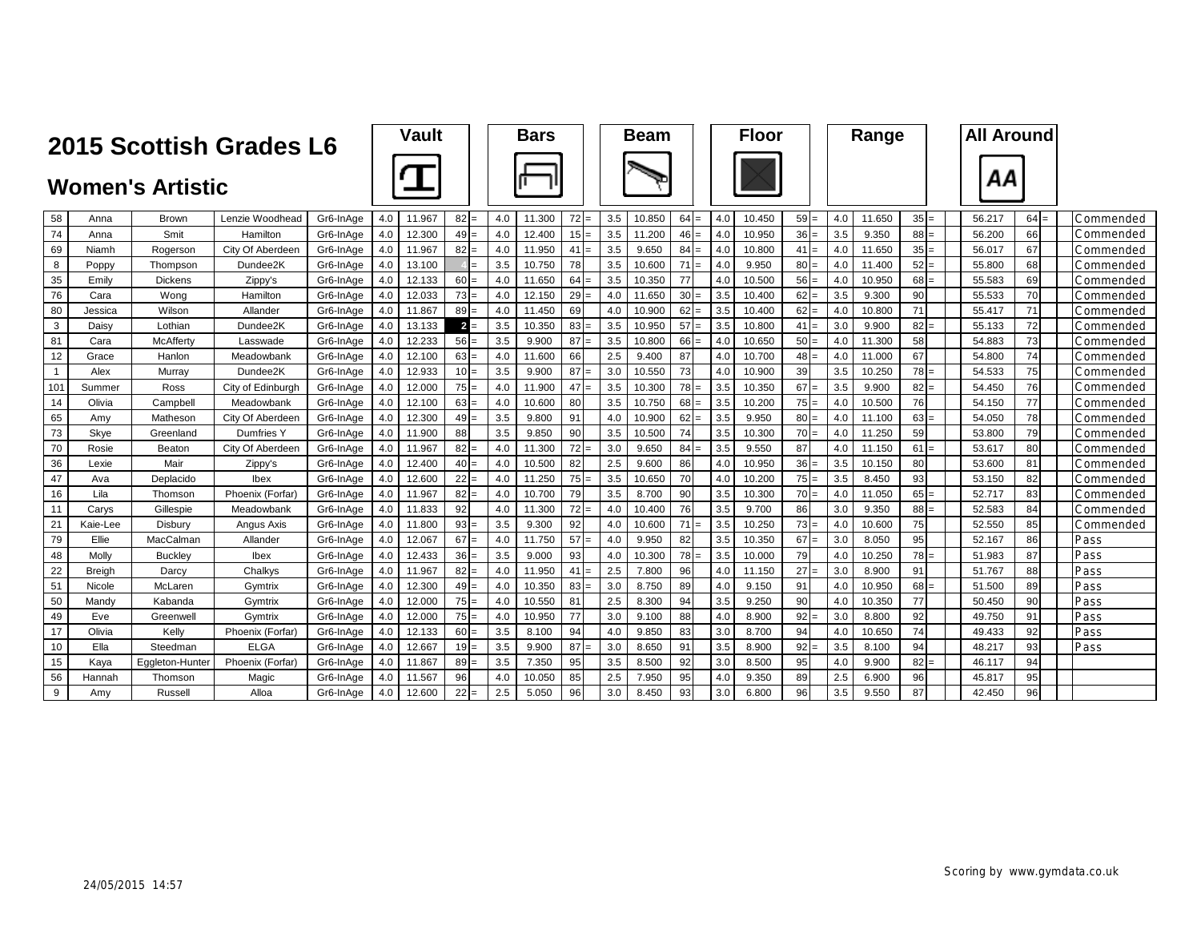# 2015 Scottish Grades L6

## Women's Artistic

| No | First Name | Surname | Club | Category | Vault D | Vault Score | Vault Rank | | Bars D | Bars Score | Bars Rank | | Beam D | Beam Score | Beam Rank | | Floor D | Floor Score | Floor Rank | | Range D | Range Score | Range Rank | | | All Around | AA Rank | | | Award |
|---|---|---|---|---|---|---|---|---|---|---|---|---|---|---|---|---|---|---|---|---|---|---|---|---|---|---|---|---|---|---|
| 58 | Anna | Brown | Lenzie Woodhead | Gr6-InAge | 4.0 | 11.967 | 82 | = | 4.0 | 11.300 | 72 | = | 3.5 | 10.850 | 64 | = | 4.0 | 10.450 | 59 | = | 4.0 | 11.650 | 35 | = | | 56.217 | 64 | = | | Commended |
| 74 | Anna | Smit | Hamilton | Gr6-InAge | 4.0 | 12.300 | 49 | = | 4.0 | 12.400 | 15 | = | 3.5 | 11.200 | 46 | = | 4.0 | 10.950 | 36 | = | 3.5 | 9.350 | 88 | = | | 56.200 | 66 | | | Commended |
| 69 | Niamh | Rogerson | City Of Aberdeen | Gr6-InAge | 4.0 | 11.967 | 82 | = | 4.0 | 11.950 | 41 | = | 3.5 | 9.650 | 84 | = | 4.0 | 10.800 | 41 | = | 4.0 | 11.650 | 35 | = | | 56.017 | 67 | | | Commended |
| 8 | Poppy | Thompson | Dundee2K | Gr6-InAge | 4.0 | 13.100 | 4 | = | 3.5 | 10.750 | 78 | | 3.5 | 10.600 | 71 | = | 4.0 | 9.950 | 80 | = | 4.0 | 11.400 | 52 | = | | 55.800 | 68 | | | Commended |
| 35 | Emily | Dickens | Zippy's | Gr6-InAge | 4.0 | 12.133 | 60 | = | 4.0 | 11.650 | 64 | = | 3.5 | 10.350 | 77 | | 4.0 | 10.500 | 56 | = | 4.0 | 10.950 | 68 | = | | 55.583 | 69 | | | Commended |
| 76 | Cara | Wong | Hamilton | Gr6-InAge | 4.0 | 12.033 | 73 | = | 4.0 | 12.150 | 29 | = | 4.0 | 11.650 | 30 | = | 3.5 | 10.400 | 62 | = | 3.5 | 9.300 | 90 | | | 55.533 | 70 | | | Commended |
| 80 | Jessica | Wilson | Allander | Gr6-InAge | 4.0 | 11.867 | 89 | = | 4.0 | 11.450 | 69 | | 4.0 | 10.900 | 62 | = | 3.5 | 10.400 | 62 | = | 4.0 | 10.800 | 71 | | | 55.417 | 71 | | | Commended |
| 3 | Daisy | Lothian | Dundee2K | Gr6-InAge | 4.0 | 13.133 | 2 | = | 3.5 | 10.350 | 83 | = | 3.5 | 10.950 | 57 | = | 3.5 | 10.800 | 41 | = | 3.0 | 9.900 | 82 | = | | 55.133 | 72 | | | Commended |
| 81 | Cara | McAfferty | Lasswade | Gr6-InAge | 4.0 | 12.233 | 56 | = | 3.5 | 9.900 | 87 | = | 3.5 | 10.800 | 66 | = | 4.0 | 10.650 | 50 | = | 4.0 | 11.300 | 58 | | | 54.883 | 73 | | | Commended |
| 12 | Grace | Hanlon | Meadowbank | Gr6-InAge | 4.0 | 12.100 | 63 | = | 4.0 | 11.600 | 66 | | 2.5 | 9.400 | 87 | | 4.0 | 10.700 | 48 | = | 4.0 | 11.000 | 67 | | | 54.800 | 74 | | | Commended |
| 1 | Alex | Murray | Dundee2K | Gr6-InAge | 4.0 | 12.933 | 10 | = | 3.5 | 9.900 | 87 | = | 3.0 | 10.550 | 73 | | 4.0 | 10.900 | 39 | | 3.5 | 10.250 | 78 | = | | 54.533 | 75 | | | Commended |
| 101 | Summer | Ross | City of Edinburgh | Gr6-InAge | 4.0 | 12.000 | 75 | = | 4.0 | 11.900 | 47 | = | 3.5 | 10.300 | 78 | = | 3.5 | 10.350 | 67 | = | 3.5 | 9.900 | 82 | = | | 54.450 | 76 | | | Commended |
| 14 | Olivia | Campbell | Meadowbank | Gr6-InAge | 4.0 | 12.100 | 63 | = | 4.0 | 10.600 | 80 | | 3.5 | 10.750 | 68 | = | 3.5 | 10.200 | 75 | = | 4.0 | 10.500 | 76 | | | 54.150 | 77 | | | Commended |
| 65 | Amy | Matheson | City Of Aberdeen | Gr6-InAge | 4.0 | 12.300 | 49 | = | 3.5 | 9.800 | 91 | | 4.0 | 10.900 | 62 | = | 3.5 | 9.950 | 80 | = | 4.0 | 11.100 | 63 | = | | 54.050 | 78 | | | Commended |
| 73 | Skye | Greenland | Dumfries Y | Gr6-InAge | 4.0 | 11.900 | 88 | | 3.5 | 9.850 | 90 | | 3.5 | 10.500 | 74 | | 3.5 | 10.300 | 70 | = | 4.0 | 11.250 | 59 | | | 53.800 | 79 | | | Commended |
| 70 | Rosie | Beaton | City Of Aberdeen | Gr6-InAge | 4.0 | 11.967 | 82 | = | 4.0 | 11.300 | 72 | = | 3.0 | 9.650 | 84 | = | 3.5 | 9.550 | 87 | | 4.0 | 11.150 | 61 | = | | 53.617 | 80 | | | Commended |
| 36 | Lexie | Mair | Zippy's | Gr6-InAge | 4.0 | 12.400 | 40 | = | 4.0 | 10.500 | 82 | | 2.5 | 9.600 | 86 | | 4.0 | 10.950 | 36 | = | 3.5 | 10.150 | 80 | | | 53.600 | 81 | | | Commended |
| 47 | Ava | Deplacido | Ibex | Gr6-InAge | 4.0 | 12.600 | 22 | = | 4.0 | 11.250 | 75 | = | 3.5 | 10.650 | 70 | | 4.0 | 10.200 | 75 | = | 3.5 | 8.450 | 93 | | | 53.150 | 82 | | | Commended |
| 16 | Lila | Thomson | Phoenix (Forfar) | Gr6-InAge | 4.0 | 11.967 | 82 | = | 4.0 | 10.700 | 79 | | 3.5 | 8.700 | 90 | | 3.5 | 10.300 | 70 | = | 4.0 | 11.050 | 65 | = | | 52.717 | 83 | | | Commended |
| 11 | Carys | Gillespie | Meadowbank | Gr6-InAge | 4.0 | 11.833 | 92 | | 4.0 | 11.300 | 72 | = | 4.0 | 10.400 | 76 | | 3.5 | 9.700 | 86 | | 3.0 | 9.350 | 88 | = | | 52.583 | 84 | | | Commended |
| 21 | Kaie-Lee | Disbury | Angus Axis | Gr6-InAge | 4.0 | 11.800 | 93 | = | 3.5 | 9.300 | 92 | | 4.0 | 10.600 | 71 | = | 3.5 | 10.250 | 73 | = | 4.0 | 10.600 | 75 | | | 52.550 | 85 | | | Commended |
| 79 | Ellie | MacCalman | Allander | Gr6-InAge | 4.0 | 12.067 | 67 | = | 4.0 | 11.750 | 57 | = | 4.0 | 9.950 | 82 | | 3.5 | 10.350 | 67 | = | 3.0 | 8.050 | 95 | | | 52.167 | 86 | | | Pass |
| 48 | Molly | Buckley | Ibex | Gr6-InAge | 4.0 | 12.433 | 36 | = | 3.5 | 9.000 | 93 | | 4.0 | 10.300 | 78 | = | 3.5 | 10.000 | 79 | | 4.0 | 10.250 | 78 | = | | 51.983 | 87 | | | Pass |
| 22 | Breigh | Darcy | Chalkys | Gr6-InAge | 4.0 | 11.967 | 82 | = | 4.0 | 11.950 | 41 | = | 2.5 | 7.800 | 96 | | 4.0 | 11.150 | 27 | = | 3.0 | 8.900 | 91 | | | 51.767 | 88 | | | Pass |
| 51 | Nicole | McLaren | Gymtrix | Gr6-InAge | 4.0 | 12.300 | 49 | = | 4.0 | 10.350 | 83 | = | 3.0 | 8.750 | 89 | | 4.0 | 9.150 | 91 | | 4.0 | 10.950 | 68 | = | | 51.500 | 89 | | | Pass |
| 50 | Mandy | Kabanda | Gymtrix | Gr6-InAge | 4.0 | 12.000 | 75 | = | 4.0 | 10.550 | 81 | | 2.5 | 8.300 | 94 | | 3.5 | 9.250 | 90 | | 4.0 | 10.350 | 77 | | | 50.450 | 90 | | | Pass |
| 49 | Eve | Greenwell | Gymtrix | Gr6-InAge | 4.0 | 12.000 | 75 | = | 4.0 | 10.950 | 77 | | 3.0 | 9.100 | 88 | | 4.0 | 8.900 | 92 | = | 3.0 | 8.800 | 92 | | | 49.750 | 91 | | | Pass |
| 17 | Olivia | Kelly | Phoenix (Forfar) | Gr6-InAge | 4.0 | 12.133 | 60 | = | 3.5 | 8.100 | 94 | | 4.0 | 9.850 | 83 | | 3.0 | 8.700 | 94 | | 4.0 | 10.650 | 74 | | | 49.433 | 92 | | | Pass |
| 10 | Ella | Steedman | ELGA | Gr6-InAge | 4.0 | 12.667 | 19 | = | 3.5 | 9.900 | 87 | = | 3.0 | 8.650 | 91 | | 3.5 | 8.900 | 92 | = | 3.5 | 8.100 | 94 | | | 48.217 | 93 | | | Pass |
| 15 | Kaya | Eggleton-Hunter | Phoenix (Forfar) | Gr6-InAge | 4.0 | 11.867 | 89 | = | 3.5 | 7.350 | 95 | | 3.5 | 8.500 | 92 | | 3.0 | 8.500 | 95 | | 4.0 | 9.900 | 82 | = | | 46.117 | 94 | | | |
| 56 | Hannah | Thomson | Magic | Gr6-InAge | 4.0 | 11.567 | 96 | | 4.0 | 10.050 | 85 | | 2.5 | 7.950 | 95 | | 4.0 | 9.350 | 89 | | 2.5 | 6.900 | 96 | | | 45.817 | 95 | | | |
| 9 | Amy | Russell | Alloa | Gr6-InAge | 4.0 | 12.600 | 22 | = | 2.5 | 5.050 | 96 | | 3.0 | 8.450 | 93 | | 3.0 | 6.800 | 96 | | 3.5 | 9.550 | 87 | | | 42.450 | 96 | | | |

24/05/2015 14:57

Scoring by www.gymdata.co.uk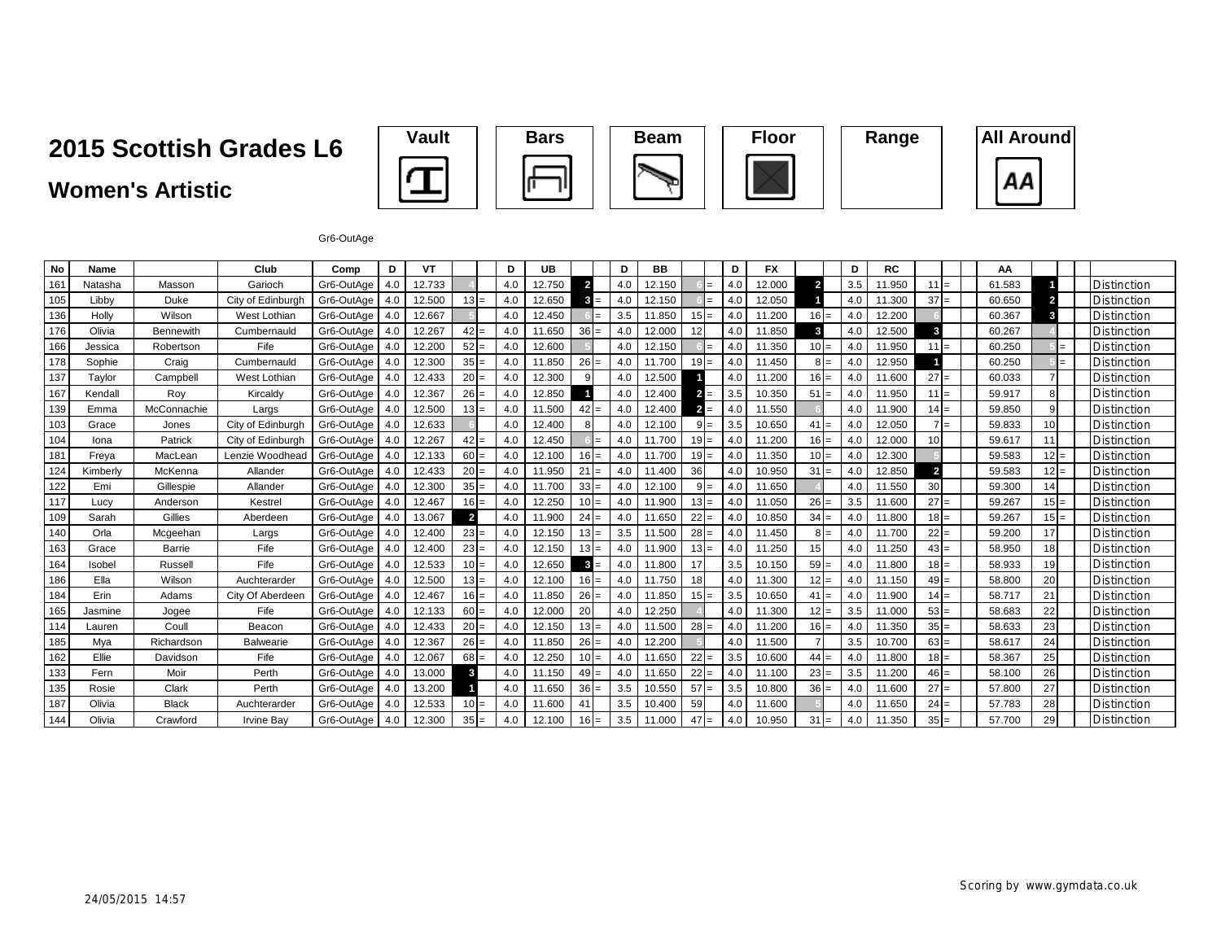# 2015 Scottish Grades L6

## Women's Artistic

Vault | Bars | Beam | Floor | Range | All Around

Gr6-OutAge

| No | Name | | Club | Comp | D | VT | | | D | UB | | | D | BB | | | D | FX | | | D | RC | | | | AA | | | | |
|---|---|---|---|---|---|---|---|---|---|---|---|---|---|---|---|---|---|---|---|---|---|---|---|---|---|---|---|---|---|---|
| 161 | Natasha | Masson | Garioch | Gr6-OutAge | 4.0 | 12.733 | 4 | | 4.0 | 12.750 | 2 | | 4.0 | 12.150 | 6 | = | 4.0 | 12.000 | 2 | | 3.5 | 11.950 | 11 | = | | 61.583 | 1 | | | Distinction |
| 105 | Libby | Duke | City of Edinburgh | Gr6-OutAge | 4.0 | 12.500 | 13 | = | 4.0 | 12.650 | 3 | = | 4.0 | 12.150 | 6 | = | 4.0 | 12.050 | 1 | | 4.0 | 11.300 | 37 | = | | 60.650 | 2 | | | Distinction |
| 136 | Holly | Wilson | West Lothian | Gr6-OutAge | 4.0 | 12.667 | 5 | | 4.0 | 12.450 | 6 | = | 3.5 | 11.850 | 15 | = | 4.0 | 11.200 | 16 | = | 4.0 | 12.200 | 6 | | | 60.367 | 3 | | | Distinction |
| 176 | Olivia | Bennewith | Cumbernauld | Gr6-OutAge | 4.0 | 12.267 | 42 | = | 4.0 | 11.650 | 36 | = | 4.0 | 12.000 | 12 | | 4.0 | 11.850 | 3 | | 4.0 | 12.500 | 3 | | | 60.267 | 4 | | | Distinction |
| 166 | Jessica | Robertson | Fife | Gr6-OutAge | 4.0 | 12.200 | 52 | = | 4.0 | 12.600 | 5 | | 4.0 | 12.150 | 6 | = | 4.0 | 11.350 | 10 | = | 4.0 | 11.950 | 11 | = | | 60.250 | 5 | = | | Distinction |
| 178 | Sophie | Craig | Cumbernauld | Gr6-OutAge | 4.0 | 12.300 | 35 | = | 4.0 | 11.850 | 26 | = | 4.0 | 11.700 | 19 | = | 4.0 | 11.450 | 8 | = | 4.0 | 12.950 | 1 | | | 60.250 | 5 | = | | Distinction |
| 137 | Taylor | Campbell | West Lothian | Gr6-OutAge | 4.0 | 12.433 | 20 | = | 4.0 | 12.300 | 9 | | 4.0 | 12.500 | 1 | | 4.0 | 11.200 | 16 | = | 4.0 | 11.600 | 27 | = | | 60.033 | 7 | | | Distinction |
| 167 | Kendall | Roy | Kircaldy | Gr6-OutAge | 4.0 | 12.367 | 26 | = | 4.0 | 12.850 | 1 | | 4.0 | 12.400 | 2 | = | 3.5 | 10.350 | 51 | = | 4.0 | 11.950 | 11 | = | | 59.917 | 8 | | | Distinction |
| 139 | Emma | McConnachie | Largs | Gr6-OutAge | 4.0 | 12.500 | 13 | = | 4.0 | 11.500 | 42 | = | 4.0 | 12.400 | 2 | = | 4.0 | 11.550 | 6 | | 4.0 | 11.900 | 14 | = | | 59.850 | 9 | | | Distinction |
| 103 | Grace | Jones | City of Edinburgh | Gr6-OutAge | 4.0 | 12.633 | 6 | | 4.0 | 12.400 | 8 | | 4.0 | 12.100 | 9 | = | 3.5 | 10.650 | 41 | = | 4.0 | 12.050 | 7 | = | | 59.833 | 10 | | | Distinction |
| 104 | Iona | Patrick | City of Edinburgh | Gr6-OutAge | 4.0 | 12.267 | 42 | = | 4.0 | 12.450 | 6 | = | 4.0 | 11.700 | 19 | = | 4.0 | 11.200 | 16 | = | 4.0 | 12.000 | 10 | | | 59.617 | 11 | | | Distinction |
| 181 | Freya | MacLean | Lenzie Woodhead | Gr6-OutAge | 4.0 | 12.133 | 60 | = | 4.0 | 12.100 | 16 | = | 4.0 | 11.700 | 19 | = | 4.0 | 11.350 | 10 | = | 4.0 | 12.300 | 5 | | | 59.583 | 12 | = | | Distinction |
| 124 | Kimberly | McKenna | Allander | Gr6-OutAge | 4.0 | 12.433 | 20 | = | 4.0 | 11.950 | 21 | = | 4.0 | 11.400 | 36 | | 4.0 | 10.950 | 31 | = | 4.0 | 12.850 | 2 | | | 59.583 | 12 | = | | Distinction |
| 122 | Emi | Gillespie | Allander | Gr6-OutAge | 4.0 | 12.300 | 35 | = | 4.0 | 11.700 | 33 | = | 4.0 | 12.100 | 9 | = | 4.0 | 11.650 | 4 | | 4.0 | 11.550 | 30 | | | 59.300 | 14 | | | Distinction |
| 117 | Lucy | Anderson | Kestrel | Gr6-OutAge | 4.0 | 12.467 | 16 | = | 4.0 | 12.250 | 10 | = | 4.0 | 11.900 | 13 | = | 4.0 | 11.050 | 26 | = | 3.5 | 11.600 | 27 | = | | 59.267 | 15 | = | | Distinction |
| 109 | Sarah | Gillies | Aberdeen | Gr6-OutAge | 4.0 | 13.067 | 2 | | 4.0 | 11.900 | 24 | = | 4.0 | 11.650 | 22 | = | 4.0 | 10.850 | 34 | = | 4.0 | 11.800 | 18 | = | | 59.267 | 15 | = | | Distinction |
| 140 | Orla | Mcgeehan | Largs | Gr6-OutAge | 4.0 | 12.400 | 23 | = | 4.0 | 12.150 | 13 | = | 3.5 | 11.500 | 28 | = | 4.0 | 11.450 | 8 | = | 4.0 | 11.700 | 22 | = | | 59.200 | 17 | | | Distinction |
| 163 | Grace | Barrie | Fife | Gr6-OutAge | 4.0 | 12.400 | 23 | = | 4.0 | 12.150 | 13 | = | 4.0 | 11.900 | 13 | = | 4.0 | 11.250 | 15 | | 4.0 | 11.250 | 43 | = | | 58.950 | 18 | | | Distinction |
| 164 | Isobel | Russell | Fife | Gr6-OutAge | 4.0 | 12.533 | 10 | = | 4.0 | 12.650 | 3 | = | 4.0 | 11.800 | 17 | | 3.5 | 10.150 | 59 | = | 4.0 | 11.800 | 18 | = | | 58.933 | 19 | | | Distinction |
| 186 | Ella | Wilson | Auchterarder | Gr6-OutAge | 4.0 | 12.500 | 13 | = | 4.0 | 12.100 | 16 | = | 4.0 | 11.750 | 18 | | 4.0 | 11.300 | 12 | = | 4.0 | 11.150 | 49 | = | | 58.800 | 20 | | | Distinction |
| 184 | Erin | Adams | City Of Aberdeen | Gr6-OutAge | 4.0 | 12.467 | 16 | = | 4.0 | 11.850 | 26 | = | 4.0 | 11.850 | 15 | = | 3.5 | 10.650 | 41 | = | 4.0 | 11.900 | 14 | = | | 58.717 | 21 | | | Distinction |
| 165 | Jasmine | Jogee | Fife | Gr6-OutAge | 4.0 | 12.133 | 60 | = | 4.0 | 12.000 | 20 | | 4.0 | 12.250 | 4 | | 4.0 | 11.300 | 12 | = | 3.5 | 11.000 | 53 | = | | 58.683 | 22 | | | Distinction |
| 114 | Lauren | Coull | Beacon | Gr6-OutAge | 4.0 | 12.433 | 20 | = | 4.0 | 12.150 | 13 | = | 4.0 | 11.500 | 28 | = | 4.0 | 11.200 | 16 | = | 4.0 | 11.350 | 35 | = | | 58.633 | 23 | | | Distinction |
| 185 | Mya | Richardson | Balwearie | Gr6-OutAge | 4.0 | 12.367 | 26 | = | 4.0 | 11.850 | 26 | = | 4.0 | 12.200 | 5 | | 4.0 | 11.500 | 7 | | 3.5 | 10.700 | 63 | = | | 58.617 | 24 | | | Distinction |
| 162 | Ellie | Davidson | Fife | Gr6-OutAge | 4.0 | 12.067 | 68 | = | 4.0 | 12.250 | 10 | = | 4.0 | 11.650 | 22 | = | 3.5 | 10.600 | 44 | = | 4.0 | 11.800 | 18 | = | | 58.367 | 25 | | | Distinction |
| 133 | Fern | Moir | Perth | Gr6-OutAge | 4.0 | 13.000 | 3 | | 4.0 | 11.150 | 49 | = | 4.0 | 11.650 | 22 | = | 4.0 | 11.100 | 23 | = | 3.5 | 11.200 | 46 | = | | 58.100 | 26 | | | Distinction |
| 135 | Rosie | Clark | Perth | Gr6-OutAge | 4.0 | 13.200 | 1 | | 4.0 | 11.650 | 36 | = | 3.5 | 10.550 | 57 | = | 3.5 | 10.800 | 36 | = | 4.0 | 11.600 | 27 | = | | 57.800 | 27 | | | Distinction |
| 187 | Olivia | Black | Auchterarder | Gr6-OutAge | 4.0 | 12.533 | 10 | = | 4.0 | 11.600 | 41 | | 3.5 | 10.400 | 59 | | 4.0 | 11.600 | 5 | | 4.0 | 11.650 | 24 | = | | 57.783 | 28 | | | Distinction |
| 144 | Olivia | Crawford | Irvine Bay | Gr6-OutAge | 4.0 | 12.300 | 35 | = | 4.0 | 12.100 | 16 | = | 3.5 | 11.000 | 47 | = | 4.0 | 10.950 | 31 | = | 4.0 | 11.350 | 35 | = | | 57.700 | 29 | | | Distinction |

24/05/2015 14:57

Scoring by www.gymdata.co.uk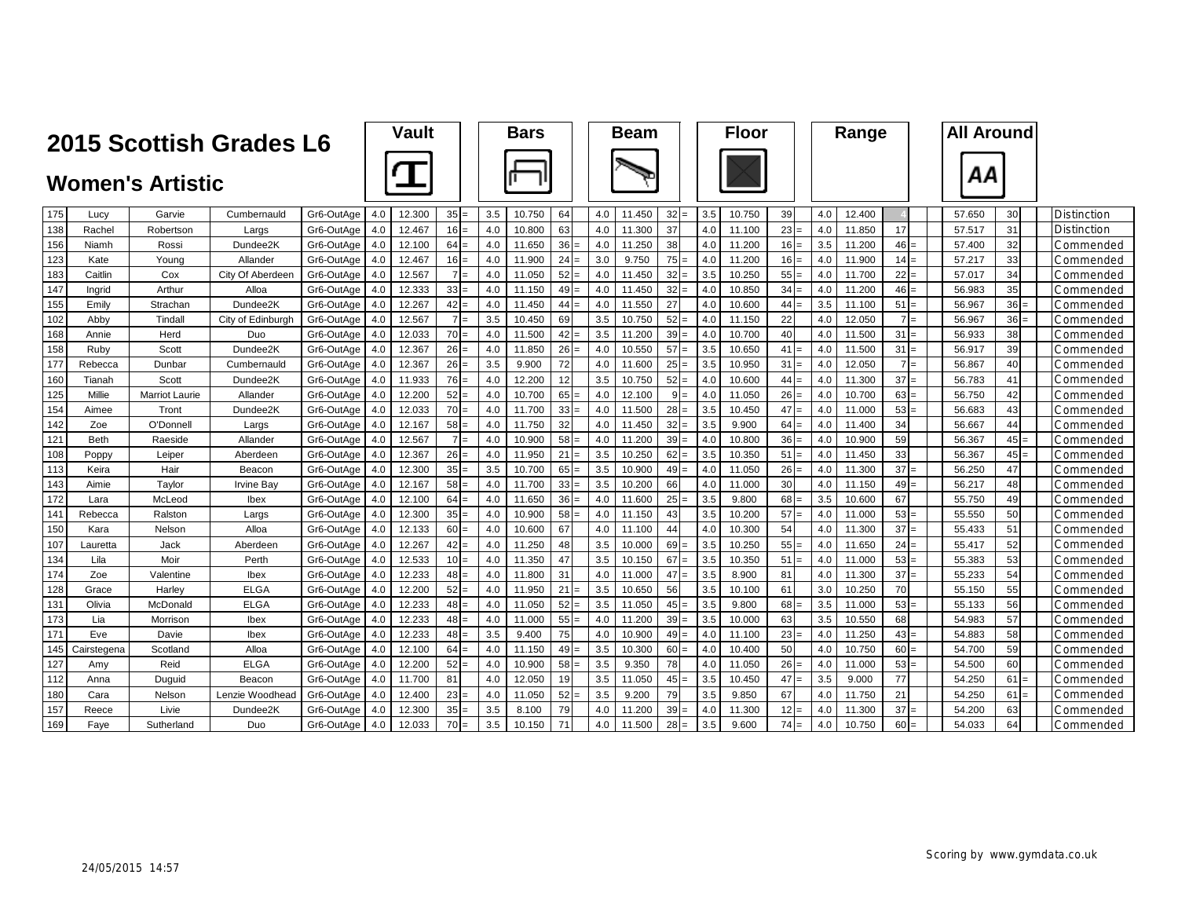# 2015 Scottish Grades L6

## Women's Artistic

| No. | First Name | Surname | Club | Category | Vault D | Vault Score | Vault Rank | | Bars D | Bars Score | Bars Rank | | Beam D | Beam Score | Beam Rank | | Floor D | Floor Score | Floor Rank | | Range D | Range Score | Range Rank | | All Around Score | AA Rank | | Award |
|---|---|---|---|---|---|---|---|---|---|---|---|---|---|---|---|---|---|---|---|---|---|---|---|---|---|---|---|---|
| 175 | Lucy | Garvie | Cumbernauld | Gr6-OutAge | 4.0 | 12.300 | 35 | = | 3.5 | 10.750 | 64 | | 4.0 | 11.450 | 32 | = | 3.5 | 10.750 | 39 | | 4.0 | 12.400 | 4 | | 57.650 | 30 | | Distinction |
| 138 | Rachel | Robertson | Largs | Gr6-OutAge | 4.0 | 12.467 | 16 | = | 4.0 | 10.800 | 63 | | 4.0 | 11.300 | 37 | | 4.0 | 11.100 | 23 | = | 4.0 | 11.850 | 17 | | 57.517 | 31 | | Distinction |
| 156 | Niamh | Rossi | Dundee2K | Gr6-OutAge | 4.0 | 12.100 | 64 | = | 4.0 | 11.650 | 36 | = | 4.0 | 11.250 | 38 | | 4.0 | 11.200 | 16 | = | 3.5 | 11.200 | 46 | = | 57.400 | 32 | | Commended |
| 123 | Kate | Young | Allander | Gr6-OutAge | 4.0 | 12.467 | 16 | = | 4.0 | 11.900 | 24 | = | 3.0 | 9.750 | 75 | = | 4.0 | 11.200 | 16 | = | 4.0 | 11.900 | 14 | = | 57.217 | 33 | | Commended |
| 183 | Caitlin | Cox | City Of Aberdeen | Gr6-OutAge | 4.0 | 12.567 | 7 | = | 4.0 | 11.050 | 52 | = | 4.0 | 11.450 | 32 | = | 3.5 | 10.250 | 55 | = | 4.0 | 11.700 | 22 | = | 57.017 | 34 | | Commended |
| 147 | Ingrid | Arthur | Alloa | Gr6-OutAge | 4.0 | 12.333 | 33 | = | 4.0 | 11.150 | 49 | = | 4.0 | 11.450 | 32 | = | 4.0 | 10.850 | 34 | = | 4.0 | 11.200 | 46 | = | 56.983 | 35 | | Commended |
| 155 | Emily | Strachan | Dundee2K | Gr6-OutAge | 4.0 | 12.267 | 42 | = | 4.0 | 11.450 | 44 | = | 4.0 | 11.550 | 27 | | 4.0 | 10.600 | 44 | = | 3.5 | 11.100 | 51 | = | 56.967 | 36 | = | Commended |
| 102 | Abby | Tindall | City of Edinburgh | Gr6-OutAge | 4.0 | 12.567 | 7 | = | 3.5 | 10.450 | 69 | | 3.5 | 10.750 | 52 | = | 4.0 | 11.150 | 22 | | 4.0 | 12.050 | 7 | = | 56.967 | 36 | = | Commended |
| 168 | Annie | Herd | Duo | Gr6-OutAge | 4.0 | 12.033 | 70 | = | 4.0 | 11.500 | 42 | = | 3.5 | 11.200 | 39 | = | 4.0 | 10.700 | 40 | | 4.0 | 11.500 | 31 | = | 56.933 | 38 | | Commended |
| 158 | Ruby | Scott | Dundee2K | Gr6-OutAge | 4.0 | 12.367 | 26 | = | 4.0 | 11.850 | 26 | = | 4.0 | 10.550 | 57 | = | 3.5 | 10.650 | 41 | = | 4.0 | 11.500 | 31 | = | 56.917 | 39 | | Commended |
| 177 | Rebecca | Dunbar | Cumbernauld | Gr6-OutAge | 4.0 | 12.367 | 26 | = | 3.5 | 9.900 | 72 | | 4.0 | 11.600 | 25 | = | 3.5 | 10.950 | 31 | = | 4.0 | 12.050 | 7 | = | 56.867 | 40 | | Commended |
| 160 | Tianah | Scott | Dundee2K | Gr6-OutAge | 4.0 | 11.933 | 76 | = | 4.0 | 12.200 | 12 | | 3.5 | 10.750 | 52 | = | 4.0 | 10.600 | 44 | = | 4.0 | 11.300 | 37 | = | 56.783 | 41 | | Commended |
| 125 | Millie | Marriot Laurie | Allander | Gr6-OutAge | 4.0 | 12.200 | 52 | = | 4.0 | 10.700 | 65 | = | 4.0 | 12.100 | 9 | = | 4.0 | 11.050 | 26 | = | 4.0 | 10.700 | 63 | = | 56.750 | 42 | | Commended |
| 154 | Aimee | Tront | Dundee2K | Gr6-OutAge | 4.0 | 12.033 | 70 | = | 4.0 | 11.700 | 33 | = | 4.0 | 11.500 | 28 | = | 3.5 | 10.450 | 47 | = | 4.0 | 11.000 | 53 | = | 56.683 | 43 | | Commended |
| 142 | Zoe | O'Donnell | Largs | Gr6-OutAge | 4.0 | 12.167 | 58 | = | 4.0 | 11.750 | 32 | | 4.0 | 11.450 | 32 | = | 3.5 | 9.900 | 64 | = | 4.0 | 11.400 | 34 | | 56.667 | 44 | | Commended |
| 121 | Beth | Raeside | Allander | Gr6-OutAge | 4.0 | 12.567 | 7 | = | 4.0 | 10.900 | 58 | = | 4.0 | 11.200 | 39 | = | 4.0 | 10.800 | 36 | = | 4.0 | 10.900 | 59 | | 56.367 | 45 | = | Commended |
| 108 | Poppy | Leiper | Aberdeen | Gr6-OutAge | 4.0 | 12.367 | 26 | = | 4.0 | 11.950 | 21 | = | 3.5 | 10.250 | 62 | = | 3.5 | 10.350 | 51 | = | 4.0 | 11.450 | 33 | | 56.367 | 45 | = | Commended |
| 113 | Keira | Hair | Beacon | Gr6-OutAge | 4.0 | 12.300 | 35 | = | 3.5 | 10.700 | 65 | = | 3.5 | 10.900 | 49 | = | 4.0 | 11.050 | 26 | = | 4.0 | 11.300 | 37 | = | 56.250 | 47 | | Commended |
| 143 | Aimie | Taylor | Irvine Bay | Gr6-OutAge | 4.0 | 12.167 | 58 | = | 4.0 | 11.700 | 33 | = | 3.5 | 10.200 | 66 | | 4.0 | 11.000 | 30 | | 4.0 | 11.150 | 49 | = | 56.217 | 48 | | Commended |
| 172 | Lara | McLeod | Ibex | Gr6-OutAge | 4.0 | 12.100 | 64 | = | 4.0 | 11.650 | 36 | = | 4.0 | 11.600 | 25 | = | 3.5 | 9.800 | 68 | = | 3.5 | 10.600 | 67 | | 55.750 | 49 | | Commended |
| 141 | Rebecca | Ralston | Largs | Gr6-OutAge | 4.0 | 12.300 | 35 | = | 4.0 | 10.900 | 58 | = | 4.0 | 11.150 | 43 | | 3.5 | 10.200 | 57 | = | 4.0 | 11.000 | 53 | = | 55.550 | 50 | | Commended |
| 150 | Kara | Nelson | Alloa | Gr6-OutAge | 4.0 | 12.133 | 60 | = | 4.0 | 10.600 | 67 | | 4.0 | 11.100 | 44 | | 4.0 | 10.300 | 54 | | 4.0 | 11.300 | 37 | = | 55.433 | 51 | | Commended |
| 107 | Lauretta | Jack | Aberdeen | Gr6-OutAge | 4.0 | 12.267 | 42 | = | 4.0 | 11.250 | 48 | | 3.5 | 10.000 | 69 | = | 3.5 | 10.250 | 55 | = | 4.0 | 11.650 | 24 | = | 55.417 | 52 | | Commended |
| 134 | Lila | Moir | Perth | Gr6-OutAge | 4.0 | 12.533 | 10 | = | 4.0 | 11.350 | 47 | | 3.5 | 10.150 | 67 | = | 3.5 | 10.350 | 51 | = | 4.0 | 11.000 | 53 | = | 55.383 | 53 | | Commended |
| 174 | Zoe | Valentine | Ibex | Gr6-OutAge | 4.0 | 12.233 | 48 | = | 4.0 | 11.800 | 31 | | 4.0 | 11.000 | 47 | = | 3.5 | 8.900 | 81 | | 4.0 | 11.300 | 37 | = | 55.233 | 54 | | Commended |
| 128 | Grace | Harley | ELGA | Gr6-OutAge | 4.0 | 12.200 | 52 | = | 4.0 | 11.950 | 21 | = | 3.5 | 10.650 | 56 | | 3.5 | 10.100 | 61 | | 3.0 | 10.250 | 70 | | 55.150 | 55 | | Commended |
| 131 | Olivia | McDonald | ELGA | Gr6-OutAge | 4.0 | 12.233 | 48 | = | 4.0 | 11.050 | 52 | = | 3.5 | 11.050 | 45 | = | 3.5 | 9.800 | 68 | = | 3.5 | 11.000 | 53 | = | 55.133 | 56 | | Commended |
| 173 | Lia | Morrison | Ibex | Gr6-OutAge | 4.0 | 12.233 | 48 | = | 4.0 | 11.000 | 55 | = | 4.0 | 11.200 | 39 | = | 3.5 | 10.000 | 63 | | 3.5 | 10.550 | 68 | | 54.983 | 57 | | Commended |
| 171 | Eve | Davie | Ibex | Gr6-OutAge | 4.0 | 12.233 | 48 | = | 3.5 | 9.400 | 75 | | 4.0 | 10.900 | 49 | = | 4.0 | 11.100 | 23 | = | 4.0 | 11.250 | 43 | = | 54.883 | 58 | | Commended |
| 145 | Cairstegena | Scotland | Alloa | Gr6-OutAge | 4.0 | 12.100 | 64 | = | 4.0 | 11.150 | 49 | = | 3.5 | 10.300 | 60 | = | 4.0 | 10.400 | 50 | | 4.0 | 10.750 | 60 | = | 54.700 | 59 | | Commended |
| 127 | Amy | Reid | ELGA | Gr6-OutAge | 4.0 | 12.200 | 52 | = | 4.0 | 10.900 | 58 | = | 3.5 | 9.350 | 78 | | 4.0 | 11.050 | 26 | = | 4.0 | 11.000 | 53 | = | 54.500 | 60 | | Commended |
| 112 | Anna | Duguid | Beacon | Gr6-OutAge | 4.0 | 11.700 | 81 | | 4.0 | 12.050 | 19 | | 3.5 | 11.050 | 45 | = | 3.5 | 10.450 | 47 | = | 3.5 | 9.000 | 77 | | 54.250 | 61 | = | Commended |
| 180 | Cara | Nelson | Lenzie Woodhead | Gr6-OutAge | 4.0 | 12.400 | 23 | = | 4.0 | 11.050 | 52 | = | 3.5 | 9.200 | 79 | | 3.5 | 9.850 | 67 | | 4.0 | 11.750 | 21 | | 54.250 | 61 | = | Commended |
| 157 | Reece | Livie | Dundee2K | Gr6-OutAge | 4.0 | 12.300 | 35 | = | 3.5 | 8.100 | 79 | | 4.0 | 11.200 | 39 | = | 4.0 | 11.300 | 12 | = | 4.0 | 11.300 | 37 | = | 54.200 | 63 | | Commended |
| 169 | Faye | Sutherland | Duo | Gr6-OutAge | 4.0 | 12.033 | 70 | = | 3.5 | 10.150 | 71 | | 4.0 | 11.500 | 28 | = | 3.5 | 9.600 | 74 | = | 4.0 | 10.750 | 60 | = | 54.033 | 64 | | Commended |

24/05/2015 14:57

Scoring by www.gymdata.co.uk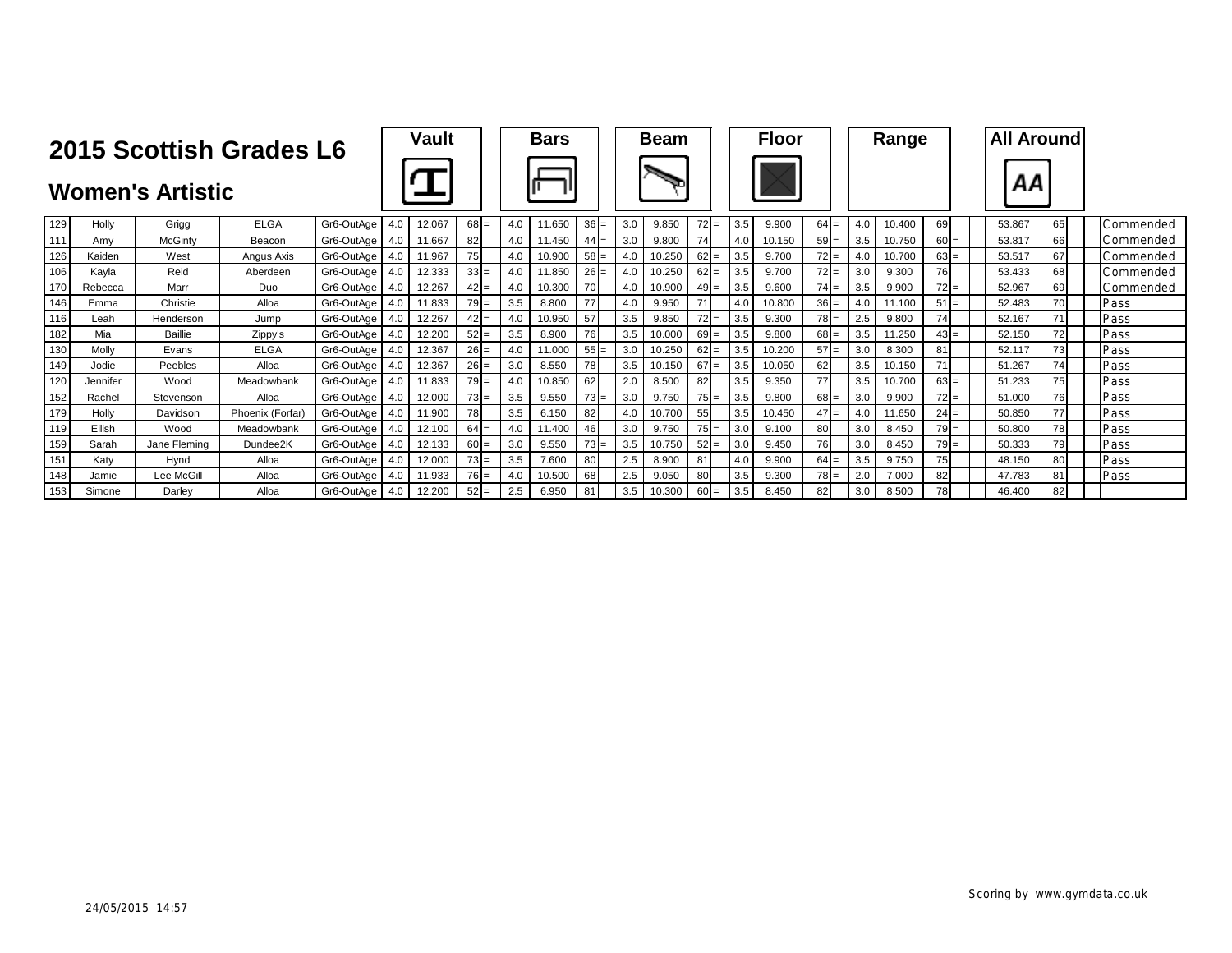# 2015 Scottish Grades L6

## Women's Artistic

| | | | | | Vault | | | | Bars | | | | Beam | | | | Floor | | | | Range | | | | All Around | | |
|---|---|---|---|---|---|---|---|---|---|---|---|---|---|---|---|---|---|---|---|---|---|---|---|---|---|---|---|
| 129 | Holly | Grigg | ELGA | Gr6-OutAge | 4.0 | 12.067 | 68 | = | 4.0 | 11.650 | 36 | = | 3.0 | 9.850 | 72 | = | 3.5 | 9.900 | 64 | = | 4.0 | 10.400 | 69 | | 53.867 | 65 | Commended |
| 111 | Amy | McGinty | Beacon | Gr6-OutAge | 4.0 | 11.667 | 82 | | 4.0 | 11.450 | 44 | = | 3.0 | 9.800 | 74 | | 4.0 | 10.150 | 59 | = | 3.5 | 10.750 | 60 | = | 53.817 | 66 | Commended |
| 126 | Kaiden | West | Angus Axis | Gr6-OutAge | 4.0 | 11.967 | 75 | | 4.0 | 10.900 | 58 | = | 4.0 | 10.250 | 62 | = | 3.5 | 9.700 | 72 | = | 4.0 | 10.700 | 63 | = | 53.517 | 67 | Commended |
| 106 | Kayla | Reid | Aberdeen | Gr6-OutAge | 4.0 | 12.333 | 33 | = | 4.0 | 11.850 | 26 | = | 4.0 | 10.250 | 62 | = | 3.5 | 9.700 | 72 | = | 3.0 | 9.300 | 76 | | 53.433 | 68 | Commended |
| 170 | Rebecca | Marr | Duo | Gr6-OutAge | 4.0 | 12.267 | 42 | = | 4.0 | 10.300 | 70 | | 4.0 | 10.900 | 49 | = | 3.5 | 9.600 | 74 | = | 3.5 | 9.900 | 72 | = | 52.967 | 69 | Commended |
| 146 | Emma | Christie | Alloa | Gr6-OutAge | 4.0 | 11.833 | 79 | = | 3.5 | 8.800 | 77 | | 4.0 | 9.950 | 71 | | 4.0 | 10.800 | 36 | = | 4.0 | 11.100 | 51 | = | 52.483 | 70 | Pass |
| 116 | Leah | Henderson | Jump | Gr6-OutAge | 4.0 | 12.267 | 42 | = | 4.0 | 10.950 | 57 | | 3.5 | 9.850 | 72 | = | 3.5 | 9.300 | 78 | = | 2.5 | 9.800 | 74 | | 52.167 | 71 | Pass |
| 182 | Mia | Baillie | Zippy's | Gr6-OutAge | 4.0 | 12.200 | 52 | = | 3.5 | 8.900 | 76 | | 3.5 | 10.000 | 69 | = | 3.5 | 9.800 | 68 | = | 3.5 | 11.250 | 43 | = | 52.150 | 72 | Pass |
| 130 | Molly | Evans | ELGA | Gr6-OutAge | 4.0 | 12.367 | 26 | = | 4.0 | 11.000 | 55 | = | 3.0 | 10.250 | 62 | = | 3.5 | 10.200 | 57 | = | 3.0 | 8.300 | 81 | | 52.117 | 73 | Pass |
| 149 | Jodie | Peebles | Alloa | Gr6-OutAge | 4.0 | 12.367 | 26 | = | 3.0 | 8.550 | 78 | | 3.5 | 10.150 | 67 | = | 3.5 | 10.050 | 62 | | 3.5 | 10.150 | 71 | | 51.267 | 74 | Pass |
| 120 | Jennifer | Wood | Meadowbank | Gr6-OutAge | 4.0 | 11.833 | 79 | = | 4.0 | 10.850 | 62 | | 2.0 | 8.500 | 82 | | 3.5 | 9.350 | 77 | | 3.5 | 10.700 | 63 | = | 51.233 | 75 | Pass |
| 152 | Rachel | Stevenson | Alloa | Gr6-OutAge | 4.0 | 12.000 | 73 | = | 3.5 | 9.550 | 73 | = | 3.0 | 9.750 | 75 | = | 3.5 | 9.800 | 68 | = | 3.0 | 9.900 | 72 | = | 51.000 | 76 | Pass |
| 179 | Holly | Davidson | Phoenix (Forfar) | Gr6-OutAge | 4.0 | 11.900 | 78 | | 3.5 | 6.150 | 82 | | 4.0 | 10.700 | 55 | | 3.5 | 10.450 | 47 | = | 4.0 | 11.650 | 24 | = | 50.850 | 77 | Pass |
| 119 | Eilish | Wood | Meadowbank | Gr6-OutAge | 4.0 | 12.100 | 64 | = | 4.0 | 11.400 | 46 | | 3.0 | 9.750 | 75 | = | 3.0 | 9.100 | 80 | | 3.0 | 8.450 | 79 | = | 50.800 | 78 | Pass |
| 159 | Sarah | Jane Fleming | Dundee2K | Gr6-OutAge | 4.0 | 12.133 | 60 | = | 3.0 | 9.550 | 73 | = | 3.5 | 10.750 | 52 | = | 3.0 | 9.450 | 76 | | 3.0 | 8.450 | 79 | = | 50.333 | 79 | Pass |
| 151 | Katy | Hynd | Alloa | Gr6-OutAge | 4.0 | 12.000 | 73 | = | 3.5 | 7.600 | 80 | | 2.5 | 8.900 | 81 | | 4.0 | 9.900 | 64 | = | 3.5 | 9.750 | 75 | | 48.150 | 80 | Pass |
| 148 | Jamie | Lee McGill | Alloa | Gr6-OutAge | 4.0 | 11.933 | 76 | = | 4.0 | 10.500 | 68 | | 2.5 | 9.050 | 80 | | 3.5 | 9.300 | 78 | = | 2.0 | 7.000 | 82 | | 47.783 | 81 | Pass |
| 153 | Simone | Darley | Alloa | Gr6-OutAge | 4.0 | 12.200 | 52 | = | 2.5 | 6.950 | 81 | | 3.5 | 10.300 | 60 | = | 3.5 | 8.450 | 82 | | 3.0 | 8.500 | 78 | | 46.400 | 82 | |

24/05/2015 14:57

Scoring by www.gymdata.co.uk